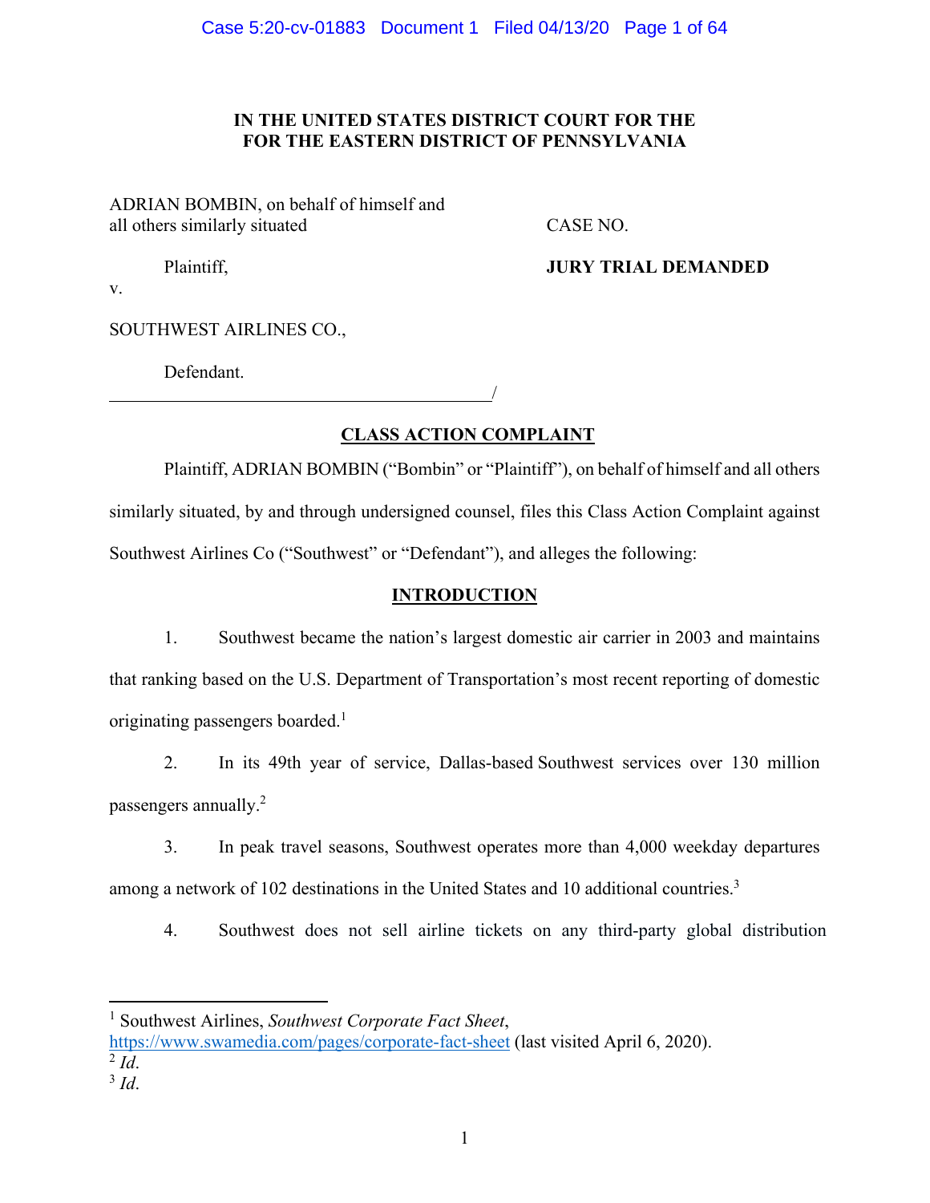**IN THE UNITED STATES DISTRICT COURT FOR THE FOR THE EASTERN DISTRICT OF PENNSYLVANIA**

ADRIAN BOMBIN, on behalf of himself and all others similarly situated

Plaintiff,

v.

SOUTHWEST AIRLINES CO.,

Defendant.

CASE NO.

**JURY TRIAL DEMANDED**

## CLASS ACTION COMPLAINT

Plaintiff, ADRIAN BOMBIN ("Bombin" or "Plaintiff"), on behalf of himself and all others similarly situated, by and through undersigned counsel, files this Class Action Complaint against Southwest Airlines Co ("Southwest" or "Defendant"), and alleges the following:

## INTRODUCTION

1. Southwest became the nation's largest domestic air carrier in 2003 and maintains that ranking based on the U.S. Department of Transportation's most recent reporting of domestic originating passengers boarded.[1]

2. In its 49th year of service, Dallas-based Southwest services over 130 million passengers annually.[2]

3. In peak travel seasons, Southwest operates more than 4,000 weekday departures among a network of 102 destinations in the United States and 10 additional countries.[3]

4. Southwest does not sell airline tickets on any third-party global distribution

---

[1] Southwest Airlines, *Southwest Corporate Fact Sheet*, https://www.swamedia.com/pages/corporate-fact-sheet (last visited April 6, 2020).

[2] *Id*.

[3] *Id*.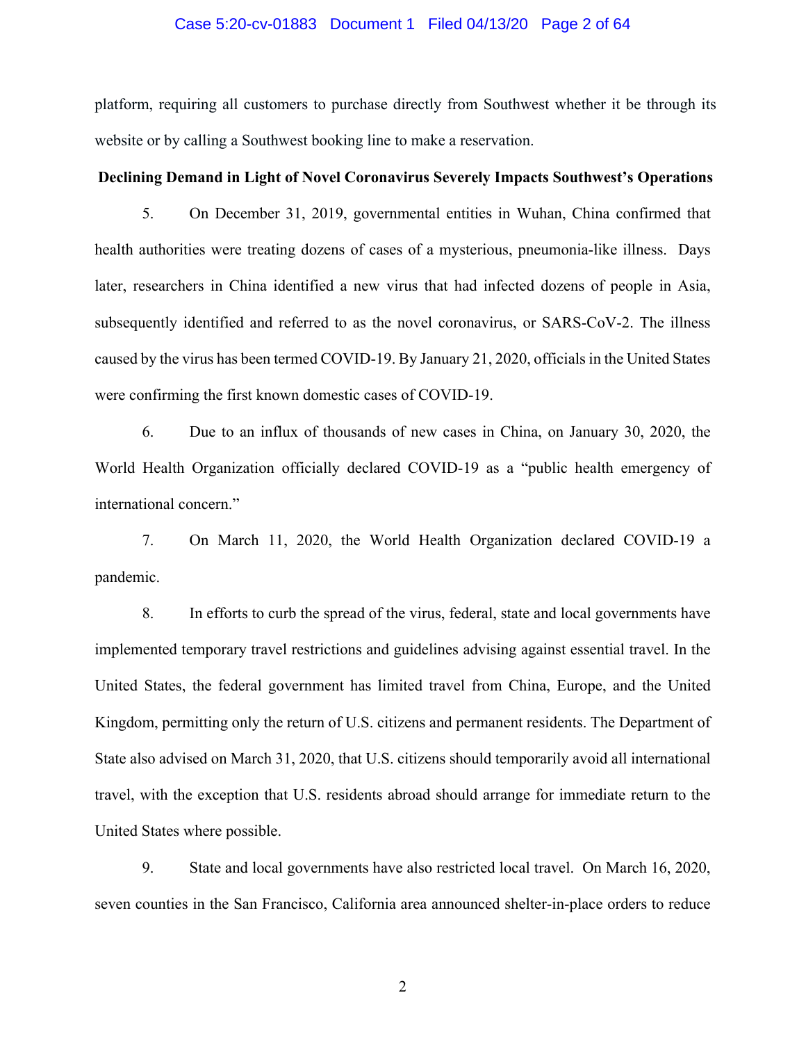platform, requiring all customers to purchase directly from Southwest whether it be through its website or by calling a Southwest booking line to make a reservation.

**Declining Demand in Light of Novel Coronavirus Severely Impacts Southwest's Operations**

5. On December 31, 2019, governmental entities in Wuhan, China confirmed that health authorities were treating dozens of cases of a mysterious, pneumonia-like illness. Days later, researchers in China identified a new virus that had infected dozens of people in Asia, subsequently identified and referred to as the novel coronavirus, or SARS-CoV-2. The illness caused by the virus has been termed COVID-19. By January 21, 2020, officials in the United States were confirming the first known domestic cases of COVID-19.

6. Due to an influx of thousands of new cases in China, on January 30, 2020, the World Health Organization officially declared COVID-19 as a "public health emergency of international concern."

7. On March 11, 2020, the World Health Organization declared COVID-19 a pandemic.

8. In efforts to curb the spread of the virus, federal, state and local governments have implemented temporary travel restrictions and guidelines advising against essential travel. In the United States, the federal government has limited travel from China, Europe, and the United Kingdom, permitting only the return of U.S. citizens and permanent residents. The Department of State also advised on March 31, 2020, that U.S. citizens should temporarily avoid all international travel, with the exception that U.S. residents abroad should arrange for immediate return to the United States where possible.

9. State and local governments have also restricted local travel. On March 16, 2020, seven counties in the San Francisco, California area announced shelter-in-place orders to reduce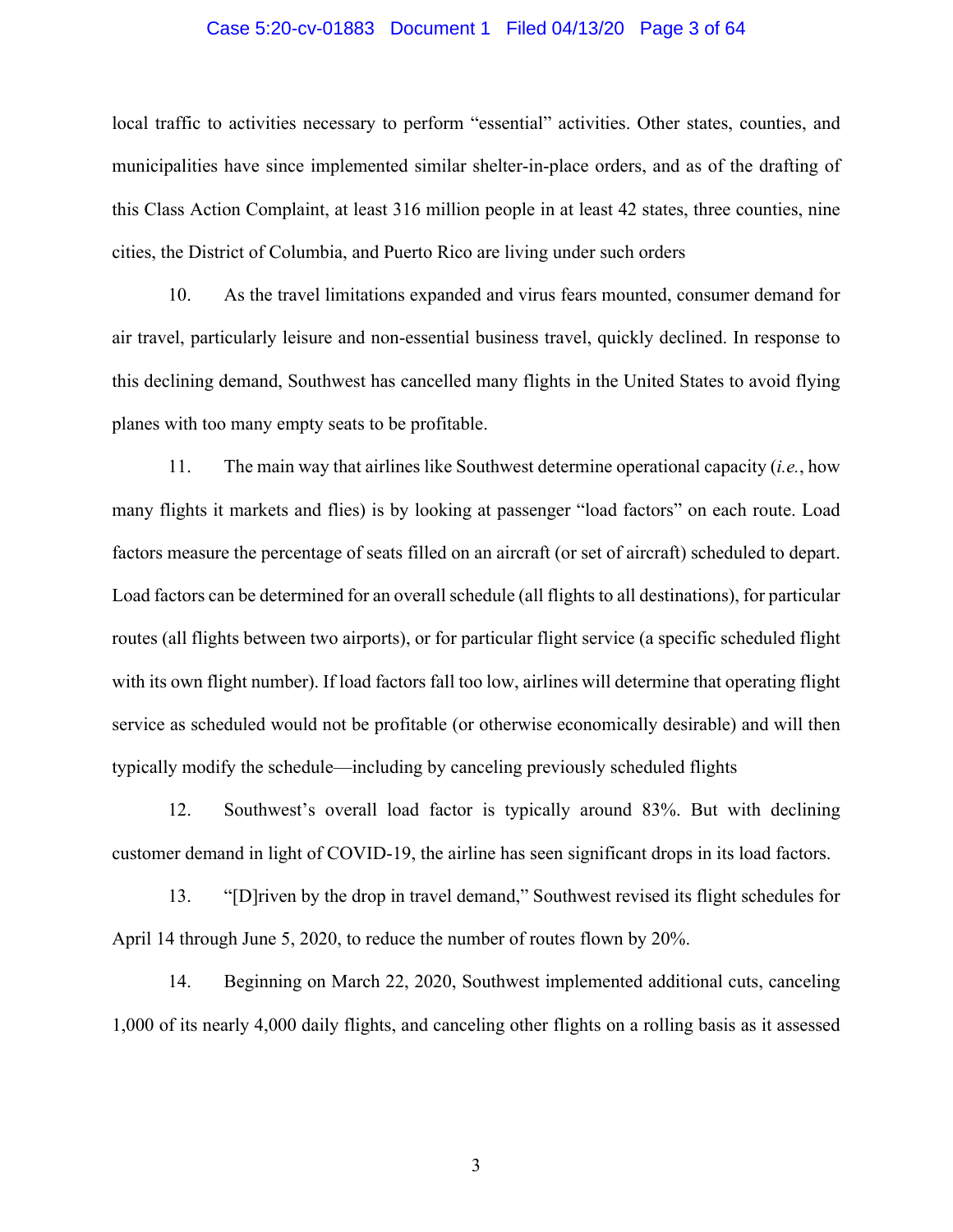local traffic to activities necessary to perform "essential" activities. Other states, counties, and municipalities have since implemented similar shelter-in-place orders, and as of the drafting of this Class Action Complaint, at least 316 million people in at least 42 states, three counties, nine cities, the District of Columbia, and Puerto Rico are living under such orders

10. As the travel limitations expanded and virus fears mounted, consumer demand for air travel, particularly leisure and non-essential business travel, quickly declined. In response to this declining demand, Southwest has cancelled many flights in the United States to avoid flying planes with too many empty seats to be profitable.

11. The main way that airlines like Southwest determine operational capacity (*i.e.*, how many flights it markets and flies) is by looking at passenger "load factors" on each route. Load factors measure the percentage of seats filled on an aircraft (or set of aircraft) scheduled to depart. Load factors can be determined for an overall schedule (all flights to all destinations), for particular routes (all flights between two airports), or for particular flight service (a specific scheduled flight with its own flight number). If load factors fall too low, airlines will determine that operating flight service as scheduled would not be profitable (or otherwise economically desirable) and will then typically modify the schedule—including by canceling previously scheduled flights

12. Southwest's overall load factor is typically around 83%. But with declining customer demand in light of COVID-19, the airline has seen significant drops in its load factors.

13. "[D]riven by the drop in travel demand," Southwest revised its flight schedules for April 14 through June 5, 2020, to reduce the number of routes flown by 20%.

14. Beginning on March 22, 2020, Southwest implemented additional cuts, canceling 1,000 of its nearly 4,000 daily flights, and canceling other flights on a rolling basis as it assessed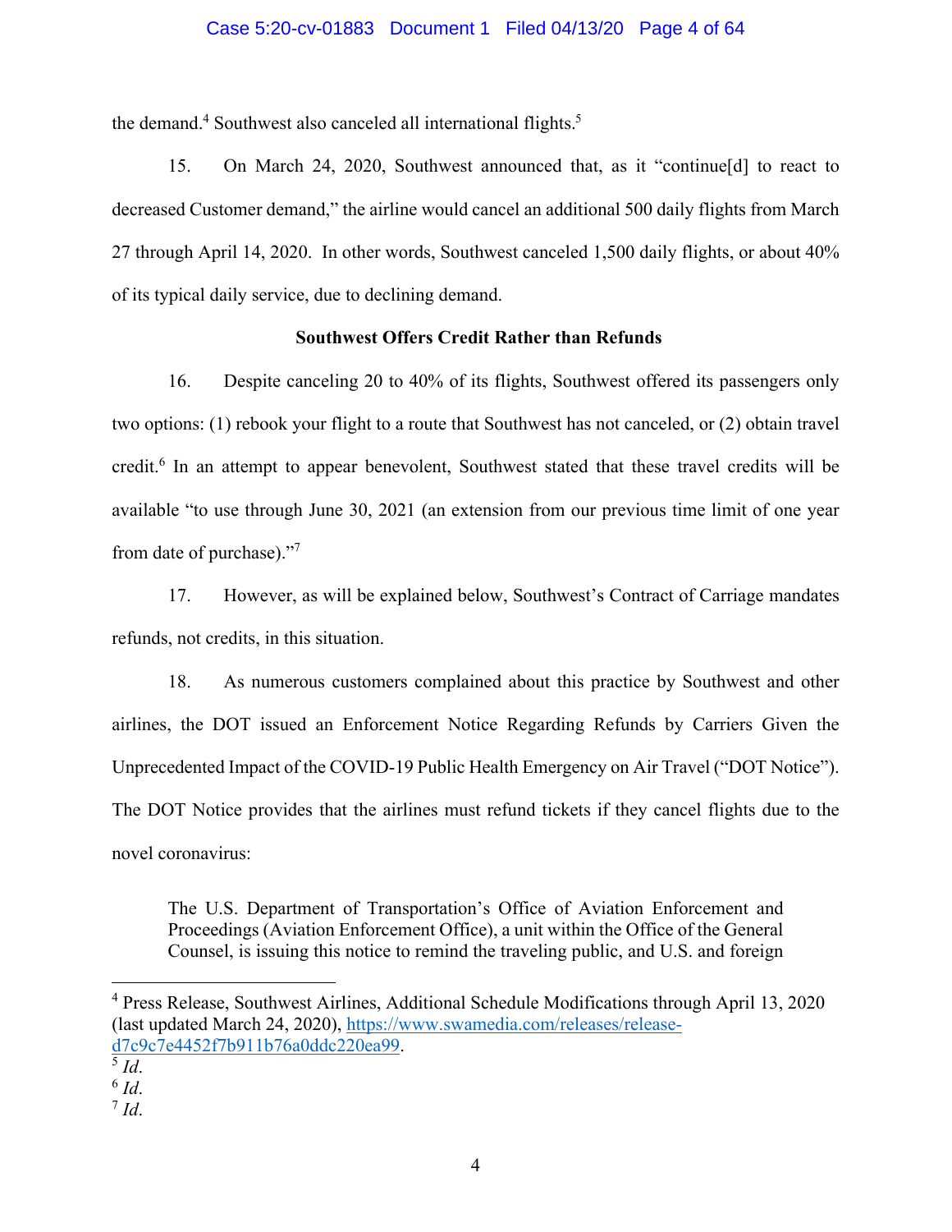the demand.[4] Southwest also canceled all international flights.[5]

15. On March 24, 2020, Southwest announced that, as it "continue[d] to react to decreased Customer demand," the airline would cancel an additional 500 daily flights from March 27 through April 14, 2020. In other words, Southwest canceled 1,500 daily flights, or about 40% of its typical daily service, due to declining demand.

**Southwest Offers Credit Rather than Refunds**

16. Despite canceling 20 to 40% of its flights, Southwest offered its passengers only two options: (1) rebook your flight to a route that Southwest has not canceled, or (2) obtain travel credit.[6] In an attempt to appear benevolent, Southwest stated that these travel credits will be available "to use through June 30, 2021 (an extension from our previous time limit of one year from date of purchase)."[7]

17. However, as will be explained below, Southwest's Contract of Carriage mandates refunds, not credits, in this situation.

18. As numerous customers complained about this practice by Southwest and other airlines, the DOT issued an Enforcement Notice Regarding Refunds by Carriers Given the Unprecedented Impact of the COVID-19 Public Health Emergency on Air Travel ("DOT Notice"). The DOT Notice provides that the airlines must refund tickets if they cancel flights due to the novel coronavirus:

> The U.S. Department of Transportation's Office of Aviation Enforcement and Proceedings (Aviation Enforcement Office), a unit within the Office of the General Counsel, is issuing this notice to remind the traveling public, and U.S. and foreign

---

[4] Press Release, Southwest Airlines, Additional Schedule Modifications through April 13, 2020 (last updated March 24, 2020), https://www.swamedia.com/releases/release-d7c9c7e4452f7b911b76a0ddc220ea99.

[5] *Id*.

[6] *Id*.

[7] *Id*.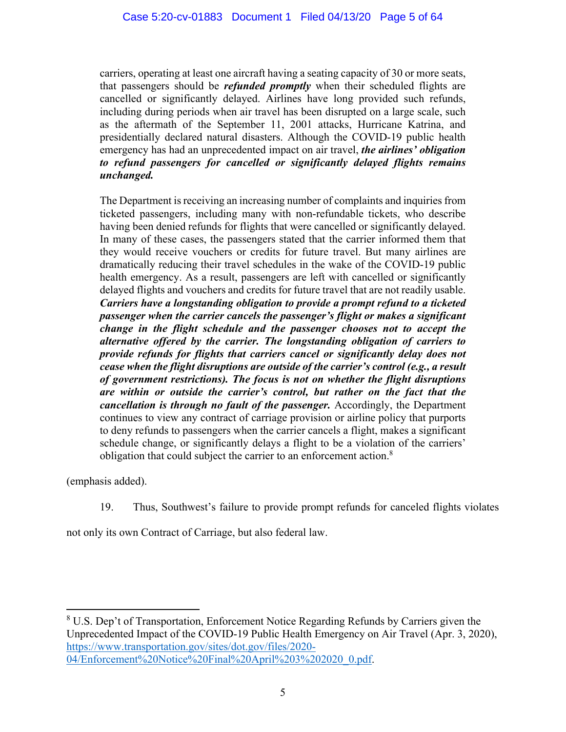> carriers, operating at least one aircraft having a seating capacity of 30 or more seats, that passengers should be ***refunded promptly*** when their scheduled flights are cancelled or significantly delayed. Airlines have long provided such refunds, including during periods when air travel has been disrupted on a large scale, such as the aftermath of the September 11, 2001 attacks, Hurricane Katrina, and presidentially declared natural disasters. Although the COVID-19 public health emergency has had an unprecedented impact on air travel, ***the airlines' obligation to refund passengers for cancelled or significantly delayed flights remains unchanged.***
>
> The Department is receiving an increasing number of complaints and inquiries from ticketed passengers, including many with non-refundable tickets, who describe having been denied refunds for flights that were cancelled or significantly delayed. In many of these cases, the passengers stated that the carrier informed them that they would receive vouchers or credits for future travel. But many airlines are dramatically reducing their travel schedules in the wake of the COVID-19 public health emergency. As a result, passengers are left with cancelled or significantly delayed flights and vouchers and credits for future travel that are not readily usable. ***Carriers have a longstanding obligation to provide a prompt refund to a ticketed passenger when the carrier cancels the passenger's flight or makes a significant change in the flight schedule and the passenger chooses not to accept the alternative offered by the carrier. The longstanding obligation of carriers to provide refunds for flights that carriers cancel or significantly delay does not cease when the flight disruptions are outside of the carrier's control (e.g., a result of government restrictions). The focus is not on whether the flight disruptions are within or outside the carrier's control, but rather on the fact that the cancellation is through no fault of the passenger.*** Accordingly, the Department continues to view any contract of carriage provision or airline policy that purports to deny refunds to passengers when the carrier cancels a flight, makes a significant schedule change, or significantly delays a flight to be a violation of the carriers' obligation that could subject the carrier to an enforcement action.[8]

(emphasis added).

19. Thus, Southwest's failure to provide prompt refunds for canceled flights violates not only its own Contract of Carriage, but also federal law.

---

[8] U.S. Dep't of Transportation, Enforcement Notice Regarding Refunds by Carriers given the Unprecedented Impact of the COVID-19 Public Health Emergency on Air Travel (Apr. 3, 2020), https://www.transportation.gov/sites/dot.gov/files/2020-04/Enforcement%20Notice%20Final%20April%203%202020_0.pdf.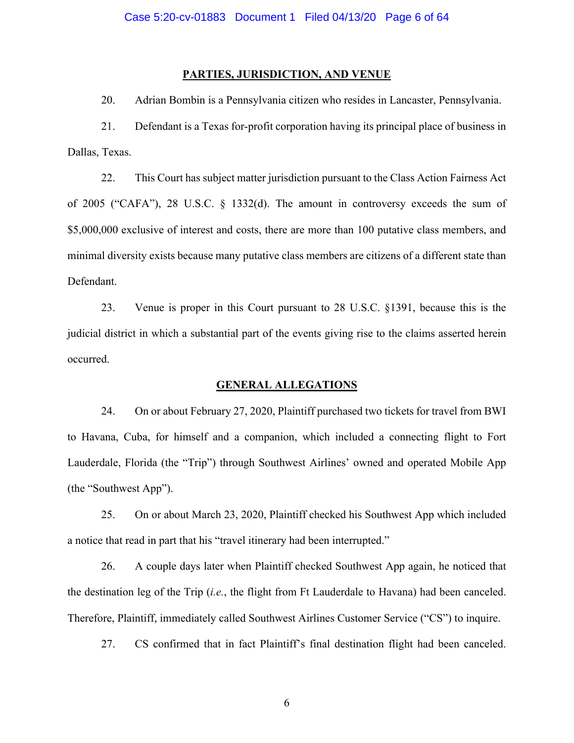## PARTIES, JURISDICTION, AND VENUE

20. Adrian Bombin is a Pennsylvania citizen who resides in Lancaster, Pennsylvania.

21. Defendant is a Texas for-profit corporation having its principal place of business in Dallas, Texas.

22. This Court has subject matter jurisdiction pursuant to the Class Action Fairness Act of 2005 ("CAFA"), 28 U.S.C. § 1332(d). The amount in controversy exceeds the sum of $5,000,000 exclusive of interest and costs, there are more than 100 putative class members, and minimal diversity exists because many putative class members are citizens of a different state than Defendant.

23. Venue is proper in this Court pursuant to 28 U.S.C. §1391, because this is the judicial district in which a substantial part of the events giving rise to the claims asserted herein occurred.

## GENERAL ALLEGATIONS

24. On or about February 27, 2020, Plaintiff purchased two tickets for travel from BWI to Havana, Cuba, for himself and a companion, which included a connecting flight to Fort Lauderdale, Florida (the "Trip") through Southwest Airlines' owned and operated Mobile App (the "Southwest App").

25. On or about March 23, 2020, Plaintiff checked his Southwest App which included a notice that read in part that his "travel itinerary had been interrupted."

26. A couple days later when Plaintiff checked Southwest App again, he noticed that the destination leg of the Trip (*i.e.*, the flight from Ft Lauderdale to Havana) had been canceled. Therefore, Plaintiff, immediately called Southwest Airlines Customer Service ("CS") to inquire.

27. CS confirmed that in fact Plaintiff's final destination flight had been canceled.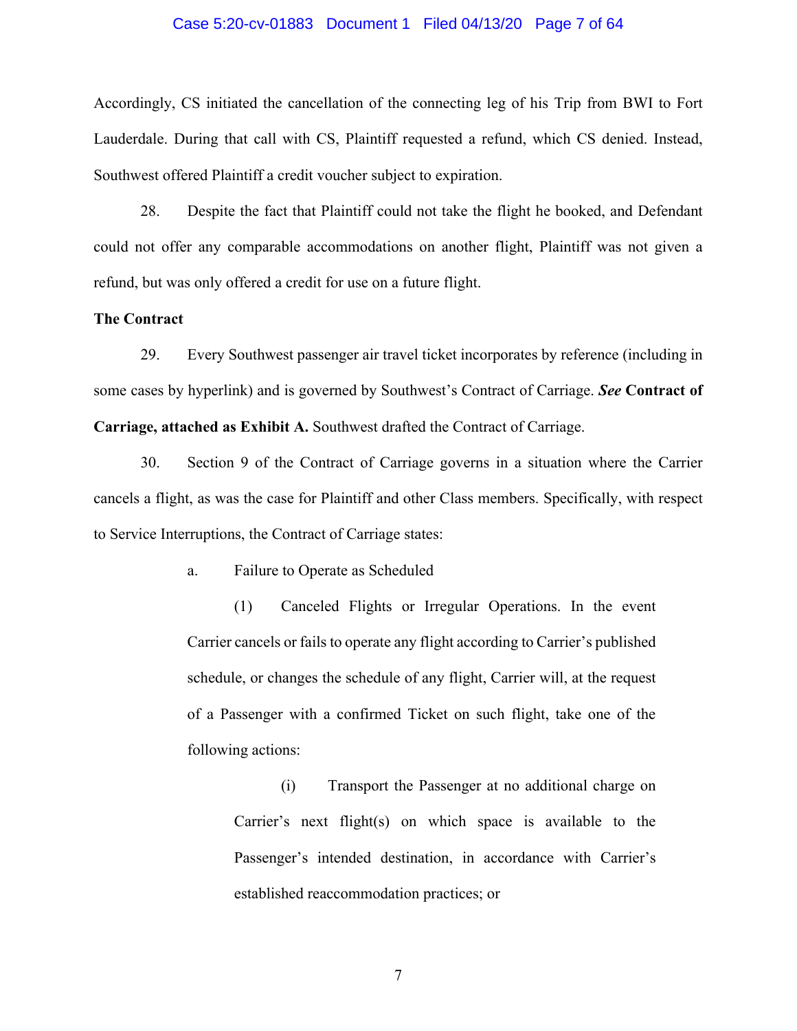Accordingly, CS initiated the cancellation of the connecting leg of his Trip from BWI to Fort Lauderdale. During that call with CS, Plaintiff requested a refund, which CS denied. Instead, Southwest offered Plaintiff a credit voucher subject to expiration.

28. Despite the fact that Plaintiff could not take the flight he booked, and Defendant could not offer any comparable accommodations on another flight, Plaintiff was not given a refund, but was only offered a credit for use on a future flight.

**The Contract**

29. Every Southwest passenger air travel ticket incorporates by reference (including in some cases by hyperlink) and is governed by Southwest's Contract of Carriage. ***See*** **Contract of Carriage, attached as Exhibit A.** Southwest drafted the Contract of Carriage.

30. Section 9 of the Contract of Carriage governs in a situation where the Carrier cancels a flight, as was the case for Plaintiff and other Class members. Specifically, with respect to Service Interruptions, the Contract of Carriage states:

> a. Failure to Operate as Scheduled
>
> (1) Canceled Flights or Irregular Operations. In the event Carrier cancels or fails to operate any flight according to Carrier's published schedule, or changes the schedule of any flight, Carrier will, at the request of a Passenger with a confirmed Ticket on such flight, take one of the following actions:
>
> (i) Transport the Passenger at no additional charge on Carrier's next flight(s) on which space is available to the Passenger's intended destination, in accordance with Carrier's established reaccommodation practices; or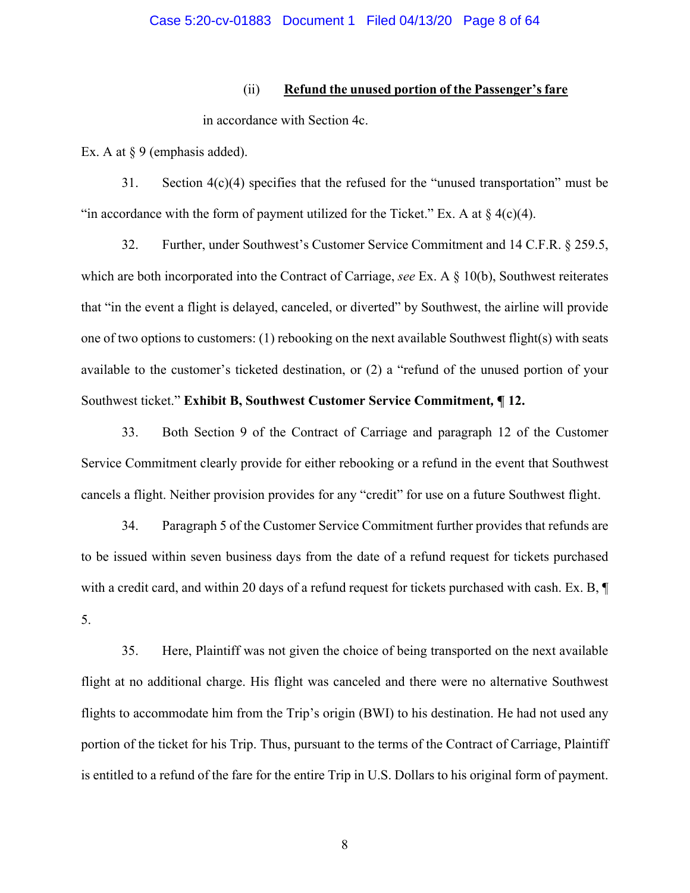(ii) **Refund the unused portion of the Passenger's fare** in accordance with Section 4c.

Ex. A at § 9 (emphasis added).

31. Section 4(c)(4) specifies that the refused for the "unused transportation" must be "in accordance with the form of payment utilized for the Ticket." Ex. A at § 4(c)(4).

32. Further, under Southwest's Customer Service Commitment and 14 C.F.R. § 259.5, which are both incorporated into the Contract of Carriage, *see* Ex. A § 10(b), Southwest reiterates that "in the event a flight is delayed, canceled, or diverted" by Southwest, the airline will provide one of two options to customers: (1) rebooking on the next available Southwest flight(s) with seats available to the customer's ticketed destination, or (2) a "refund of the unused portion of your Southwest ticket." **Exhibit B, Southwest Customer Service Commitment, ¶ 12.**

33. Both Section 9 of the Contract of Carriage and paragraph 12 of the Customer Service Commitment clearly provide for either rebooking or a refund in the event that Southwest cancels a flight. Neither provision provides for any "credit" for use on a future Southwest flight.

34. Paragraph 5 of the Customer Service Commitment further provides that refunds are to be issued within seven business days from the date of a refund request for tickets purchased with a credit card, and within 20 days of a refund request for tickets purchased with cash. Ex. B, ¶ 5.

35. Here, Plaintiff was not given the choice of being transported on the next available flight at no additional charge. His flight was canceled and there were no alternative Southwest flights to accommodate him from the Trip's origin (BWI) to his destination. He had not used any portion of the ticket for his Trip. Thus, pursuant to the terms of the Contract of Carriage, Plaintiff is entitled to a refund of the fare for the entire Trip in U.S. Dollars to his original form of payment.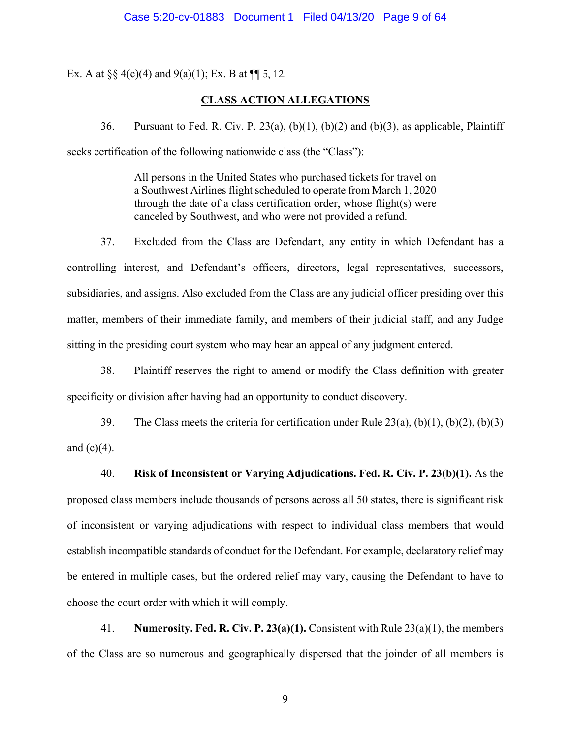Ex. A at §§ 4(c)(4) and 9(a)(1); Ex. B at ¶¶ 5, 12.

## CLASS ACTION ALLEGATIONS

36. Pursuant to Fed. R. Civ. P. 23(a), (b)(1), (b)(2) and (b)(3), as applicable, Plaintiff seeks certification of the following nationwide class (the "Class"):

> All persons in the United States who purchased tickets for travel on a Southwest Airlines flight scheduled to operate from March 1, 2020 through the date of a class certification order, whose flight(s) were canceled by Southwest, and who were not provided a refund.

37. Excluded from the Class are Defendant, any entity in which Defendant has a controlling interest, and Defendant's officers, directors, legal representatives, successors, subsidiaries, and assigns. Also excluded from the Class are any judicial officer presiding over this matter, members of their immediate family, and members of their judicial staff, and any Judge sitting in the presiding court system who may hear an appeal of any judgment entered.

38. Plaintiff reserves the right to amend or modify the Class definition with greater specificity or division after having had an opportunity to conduct discovery.

39. The Class meets the criteria for certification under Rule 23(a), (b)(1), (b)(2), (b)(3) and (c)(4).

40. **Risk of Inconsistent or Varying Adjudications. Fed. R. Civ. P. 23(b)(1).** As the proposed class members include thousands of persons across all 50 states, there is significant risk of inconsistent or varying adjudications with respect to individual class members that would establish incompatible standards of conduct for the Defendant. For example, declaratory relief may be entered in multiple cases, but the ordered relief may vary, causing the Defendant to have to choose the court order with which it will comply.

41. **Numerosity. Fed. R. Civ. P. 23(a)(1).** Consistent with Rule 23(a)(1), the members of the Class are so numerous and geographically dispersed that the joinder of all members is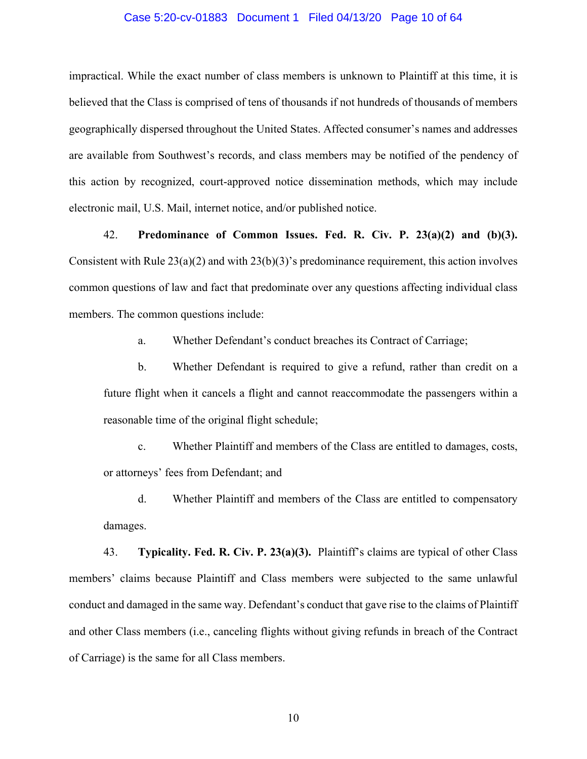impractical. While the exact number of class members is unknown to Plaintiff at this time, it is believed that the Class is comprised of tens of thousands if not hundreds of thousands of members geographically dispersed throughout the United States. Affected consumer's names and addresses are available from Southwest's records, and class members may be notified of the pendency of this action by recognized, court-approved notice dissemination methods, which may include electronic mail, U.S. Mail, internet notice, and/or published notice.

42. **Predominance of Common Issues. Fed. R. Civ. P. 23(a)(2) and (b)(3).** Consistent with Rule 23(a)(2) and with 23(b)(3)'s predominance requirement, this action involves common questions of law and fact that predominate over any questions affecting individual class members. The common questions include:

a. Whether Defendant's conduct breaches its Contract of Carriage;

b. Whether Defendant is required to give a refund, rather than credit on a future flight when it cancels a flight and cannot reaccommodate the passengers within a reasonable time of the original flight schedule;

c. Whether Plaintiff and members of the Class are entitled to damages, costs, or attorneys' fees from Defendant; and

d. Whether Plaintiff and members of the Class are entitled to compensatory damages.

43. **Typicality. Fed. R. Civ. P. 23(a)(3).** Plaintiff's claims are typical of other Class members' claims because Plaintiff and Class members were subjected to the same unlawful conduct and damaged in the same way. Defendant's conduct that gave rise to the claims of Plaintiff and other Class members (i.e., canceling flights without giving refunds in breach of the Contract of Carriage) is the same for all Class members.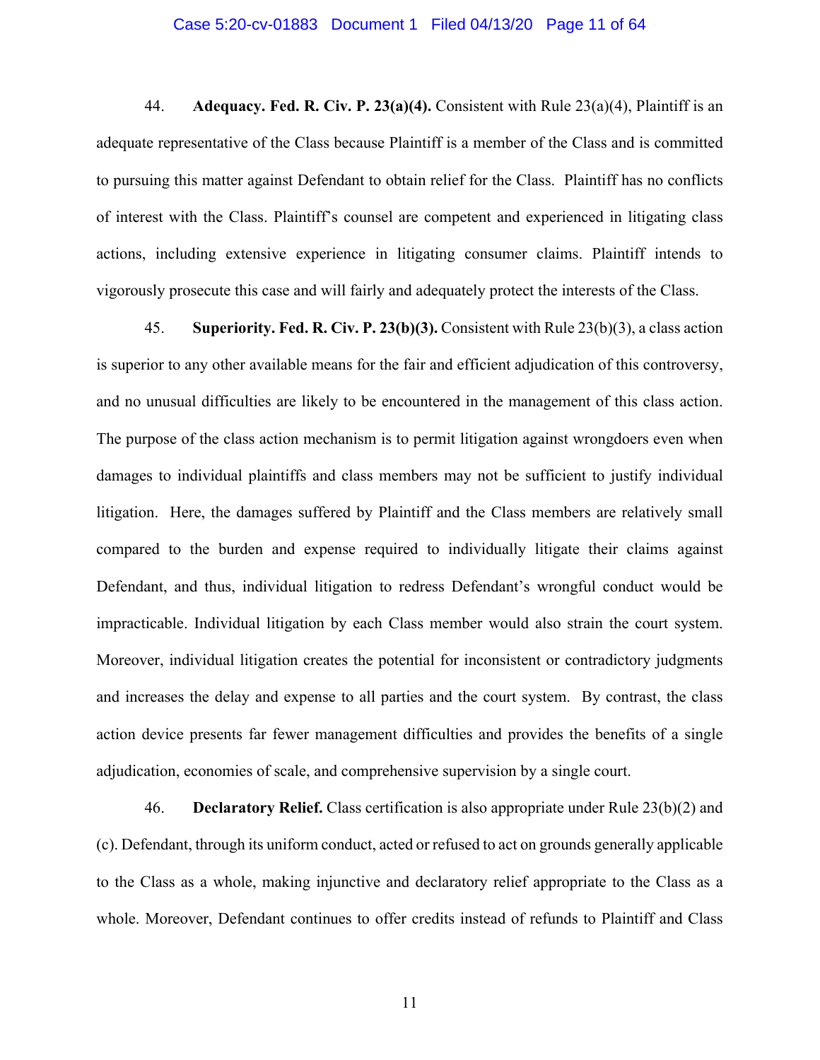44. **Adequacy. Fed. R. Civ. P. 23(a)(4).** Consistent with Rule 23(a)(4), Plaintiff is an adequate representative of the Class because Plaintiff is a member of the Class and is committed to pursuing this matter against Defendant to obtain relief for the Class. Plaintiff has no conflicts of interest with the Class. Plaintiff's counsel are competent and experienced in litigating class actions, including extensive experience in litigating consumer claims. Plaintiff intends to vigorously prosecute this case and will fairly and adequately protect the interests of the Class.

45. **Superiority. Fed. R. Civ. P. 23(b)(3).** Consistent with Rule 23(b)(3), a class action is superior to any other available means for the fair and efficient adjudication of this controversy, and no unusual difficulties are likely to be encountered in the management of this class action. The purpose of the class action mechanism is to permit litigation against wrongdoers even when damages to individual plaintiffs and class members may not be sufficient to justify individual litigation. Here, the damages suffered by Plaintiff and the Class members are relatively small compared to the burden and expense required to individually litigate their claims against Defendant, and thus, individual litigation to redress Defendant's wrongful conduct would be impracticable. Individual litigation by each Class member would also strain the court system. Moreover, individual litigation creates the potential for inconsistent or contradictory judgments and increases the delay and expense to all parties and the court system. By contrast, the class action device presents far fewer management difficulties and provides the benefits of a single adjudication, economies of scale, and comprehensive supervision by a single court.

46. **Declaratory Relief.** Class certification is also appropriate under Rule 23(b)(2) and (c). Defendant, through its uniform conduct, acted or refused to act on grounds generally applicable to the Class as a whole, making injunctive and declaratory relief appropriate to the Class as a whole. Moreover, Defendant continues to offer credits instead of refunds to Plaintiff and Class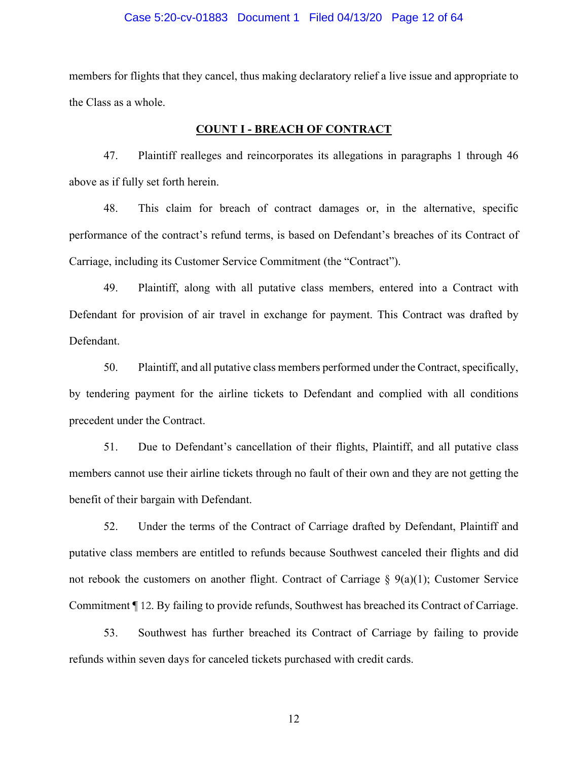members for flights that they cancel, thus making declaratory relief a live issue and appropriate to the Class as a whole.

## COUNT I - BREACH OF CONTRACT

47. Plaintiff realleges and reincorporates its allegations in paragraphs 1 through 46 above as if fully set forth herein.

48. This claim for breach of contract damages or, in the alternative, specific performance of the contract's refund terms, is based on Defendant's breaches of its Contract of Carriage, including its Customer Service Commitment (the "Contract").

49. Plaintiff, along with all putative class members, entered into a Contract with Defendant for provision of air travel in exchange for payment. This Contract was drafted by Defendant.

50. Plaintiff, and all putative class members performed under the Contract, specifically, by tendering payment for the airline tickets to Defendant and complied with all conditions precedent under the Contract.

51. Due to Defendant's cancellation of their flights, Plaintiff, and all putative class members cannot use their airline tickets through no fault of their own and they are not getting the benefit of their bargain with Defendant.

52. Under the terms of the Contract of Carriage drafted by Defendant, Plaintiff and putative class members are entitled to refunds because Southwest canceled their flights and did not rebook the customers on another flight. Contract of Carriage § 9(a)(1); Customer Service Commitment ¶ 12. By failing to provide refunds, Southwest has breached its Contract of Carriage.

53. Southwest has further breached its Contract of Carriage by failing to provide refunds within seven days for canceled tickets purchased with credit cards.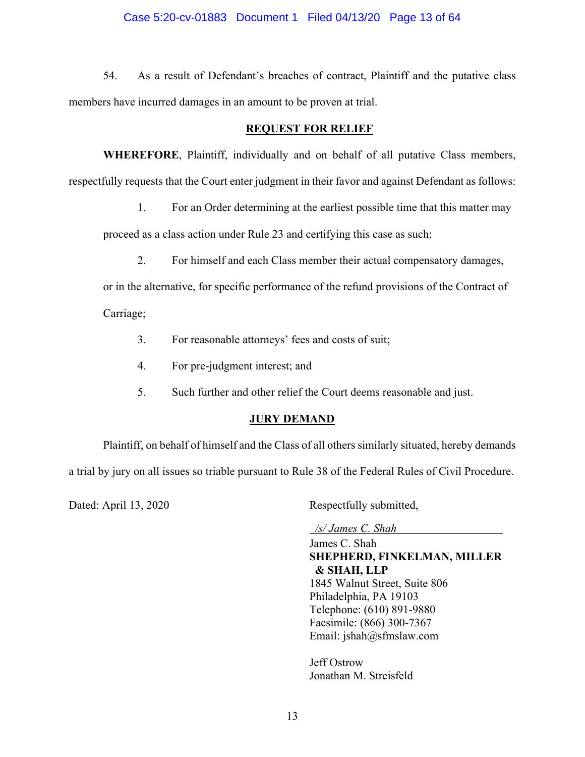54. As a result of Defendant's breaches of contract, Plaintiff and the putative class members have incurred damages in an amount to be proven at trial.

## REQUEST FOR RELIEF

**WHEREFORE**, Plaintiff, individually and on behalf of all putative Class members, respectfully requests that the Court enter judgment in their favor and against Defendant as follows:

1. For an Order determining at the earliest possible time that this matter may proceed as a class action under Rule 23 and certifying this case as such;
2. For himself and each Class member their actual compensatory damages, or in the alternative, for specific performance of the refund provisions of the Contract of Carriage;
3. For reasonable attorneys' fees and costs of suit;
4. For pre-judgment interest; and
5. Such further and other relief the Court deems reasonable and just.

## JURY DEMAND

Plaintiff, on behalf of himself and the Class of all others similarly situated, hereby demands a trial by jury on all issues so triable pursuant to Rule 38 of the Federal Rules of Civil Procedure.

Dated: April 13, 2020

Respectfully submitted,

*/s/ James C. Shah*
James C. Shah
**SHEPHERD, FINKELMAN, MILLER & SHAH, LLP**
1845 Walnut Street, Suite 806
Philadelphia, PA 19103
Telephone: (610) 891-9880
Facsimile: (866) 300-7367
Email: jshah@sfmslaw.com

Jeff Ostrow
Jonathan M. Streisfeld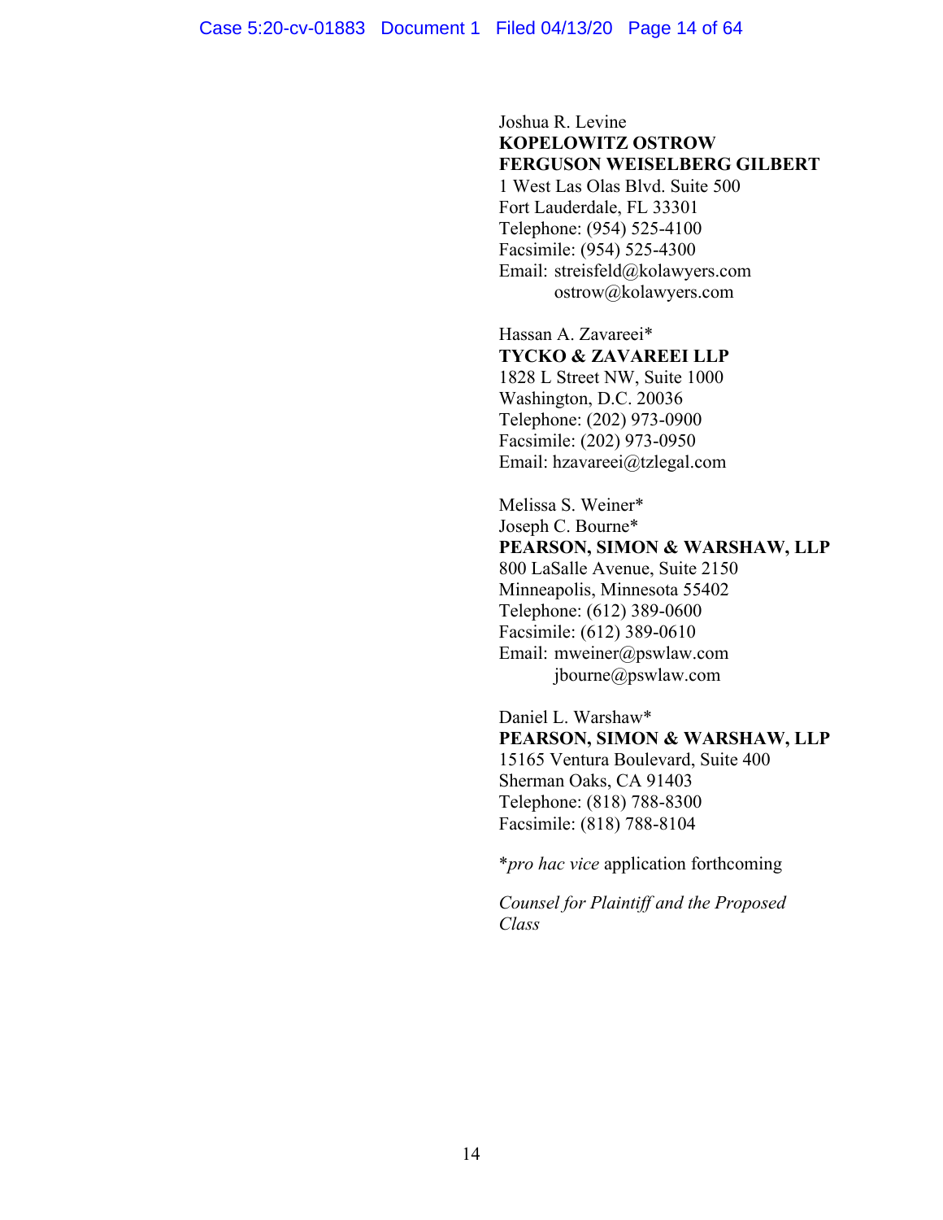Joshua R. Levine
**KOPELOWITZ OSTROW**
**FERGUSON WEISELBERG GILBERT**
1 West Las Olas Blvd. Suite 500
Fort Lauderdale, FL 33301
Telephone: (954) 525-4100
Facsimile: (954) 525-4300
Email: streisfeld@kolawyers.com
ostrow@kolawyers.com

Hassan A. Zavareei*
**TYCKO & ZAVAREEI LLP**
1828 L Street NW, Suite 1000
Washington, D.C. 20036
Telephone: (202) 973-0900
Facsimile: (202) 973-0950
Email: hzavareei@tzlegal.com

Melissa S. Weiner*
Joseph C. Bourne*
**PEARSON, SIMON & WARSHAW, LLP**
800 LaSalle Avenue, Suite 2150
Minneapolis, Minnesota 55402
Telephone: (612) 389-0600
Facsimile: (612) 389-0610
Email: mweiner@pswlaw.com
jbourne@pswlaw.com

Daniel L. Warshaw*
**PEARSON, SIMON & WARSHAW, LLP**
15165 Ventura Boulevard, Suite 400
Sherman Oaks, CA 91403
Telephone: (818) 788-8300
Facsimile: (818) 788-8104

**pro hac vice* application forthcoming

*Counsel for Plaintiff and the Proposed Class*